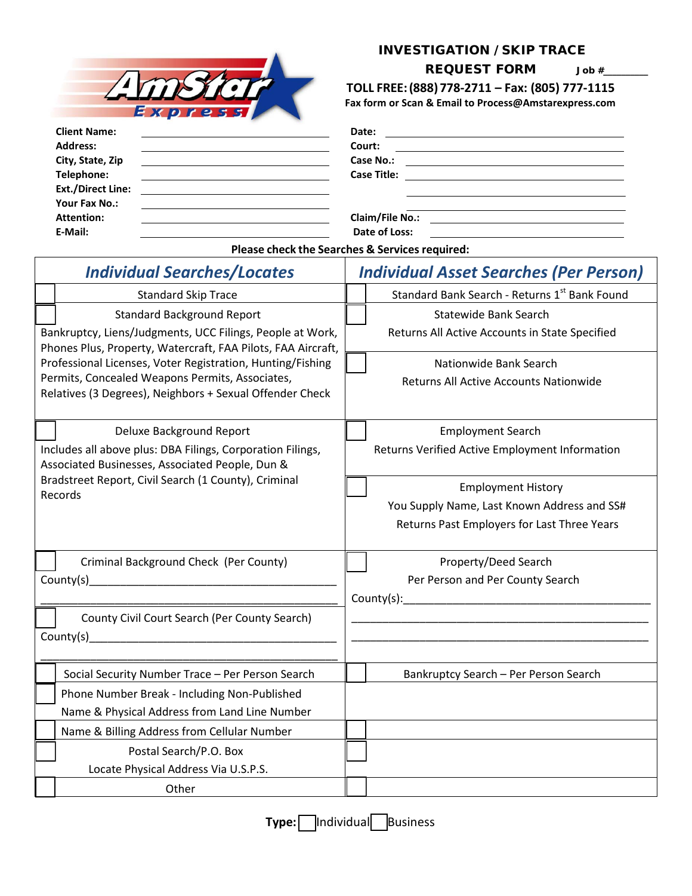AmStar Express

# INVESTIGATION / SKIP TRACE REQUEST FORM

Job #________

**TOLL FREE: (888) 778-2711 – Fax: (805) 777-1115**

**Fax form or Scan & Email to Process@Amstarexpress.com**

**Client Name:** ______________________

**Address:** ______________________

**City, State, Zip** ______________________

**Telephone:** ______________________

**Ext./Direct Line:** ______________________

**Your Fax No.:** ______________________

**Attention:** ______________________

**E-Mail:** ______________________

**Date:** ______________________

**Court:** ______________________

**Case No.:** ______________________

**Case Title:** ______________________

______________________

______________________

**Claim/File No.:** ______________________

**Date of Loss:** ______________________

**Please check the Searches & Services required:**

| ***Individual Searches/Locates*** | ***Individual Asset Searches (Per Person)*** |
|---|---|
| ☐ Standard Skip Trace | ☐ Standard Bank Search - Returns 1st Bank Found |
| ☐ Standard Background Report<br>Bankruptcy, Liens/Judgments, UCC Filings, People at Work, Phones Plus, Property, Watercraft, FAA Pilots, FAA Aircraft, Professional Licenses, Voter Registration, Hunting/Fishing Permits, Concealed Weapons Permits, Associates, Relatives (3 Degrees), Neighbors + Sexual Offender Check | ☐ Statewide Bank Search<br>Returns All Active Accounts in State Specified<br><br>☐ Nationwide Bank Search<br>Returns All Active Accounts Nationwide |
| ☐ Deluxe Background Report<br>Includes all above plus: DBA Filings, Corporation Filings, Associated Businesses, Associated People, Dun & Bradstreet Report, Civil Search (1 County), Criminal Records | ☐ Employment Search<br>Returns Verified Active Employment Information<br><br>☐ Employment History<br>You Supply Name, Last Known Address and SS#<br>Returns Past Employers for Last Three Years |
| ☐ Criminal Background Check (Per County)<br>County(s)________________________________________<br>________________________________________<br><br>☐ County Civil Court Search (Per County Search)<br>County(s)________________________________________<br>________________________________________ | ☐ Property/Deed Search<br>Per Person and Per County Search<br>County(s):________________________________________<br>________________________________________<br>________________________________________ |
| ☐ Social Security Number Trace – Per Person Search | ☐ Bankruptcy Search – Per Person Search |
| ☐ Phone Number Break - Including Non-Published<br>Name & Physical Address from Land Line Number | |
| ☐ Name & Billing Address from Cellular Number | ☐ |
| ☐ Postal Search/P.O. Box<br>Locate Physical Address Via U.S.P.S. | ☐ |
| ☐ Other | ☐ |

**Type:** ☐ Individual ☐ Business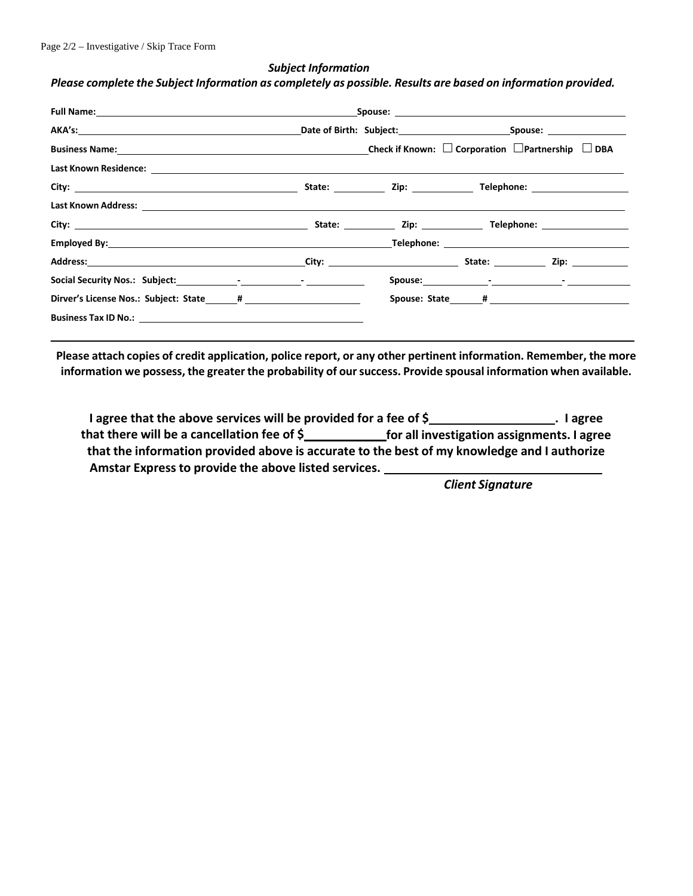### *Subject Information*

***Please complete the Subject Information as completely as possible. Results are based on information provided.***

**Full Name:** ______________________ **Spouse:** ______________________

**AKA's:** ______________________ **Date of Birth: Subject:** ____________ **Spouse:** ____________

**Business Name:** ______________________ **Check if Known:** ☐ **Corporation** ☐**Partnership** ☐ **DBA**

**Last Known Residence:** ______________________

**City:** ____________ **State:** ________ **Zip:** ________ **Telephone:** ____________

**Last Known Address:** ______________________

**City:** ____________ **State:** ________ **Zip:** ________ **Telephone:** ____________

**Employed By:** ______________________ **Telephone:** ____________

**Address:** ____________ **City:** ____________ **State:** ________ **Zip:** ________

**Social Security Nos.: Subject:** ________ - ________ - ________ **Spouse:** ________ - ________ - ________

**Dirver's License Nos.: Subject: State** ______ **#** ____________ **Spouse: State** ______ **#** ____________

**Business Tax ID No.:** ______________________

---

**Please attach copies of credit application, police report, or any other pertinent information. Remember, the more information we possess, the greater the probability of our success. Provide spousal information when available.**

**I agree that the above services will be provided for a fee of $**____________**. I agree that there will be a cancellation fee of $**________**for all investigation assignments. I agree that the information provided above is accurate to the best of my knowledge and I authorize Amstar Express to provide the above listed services.** ______________________

***Client Signature***